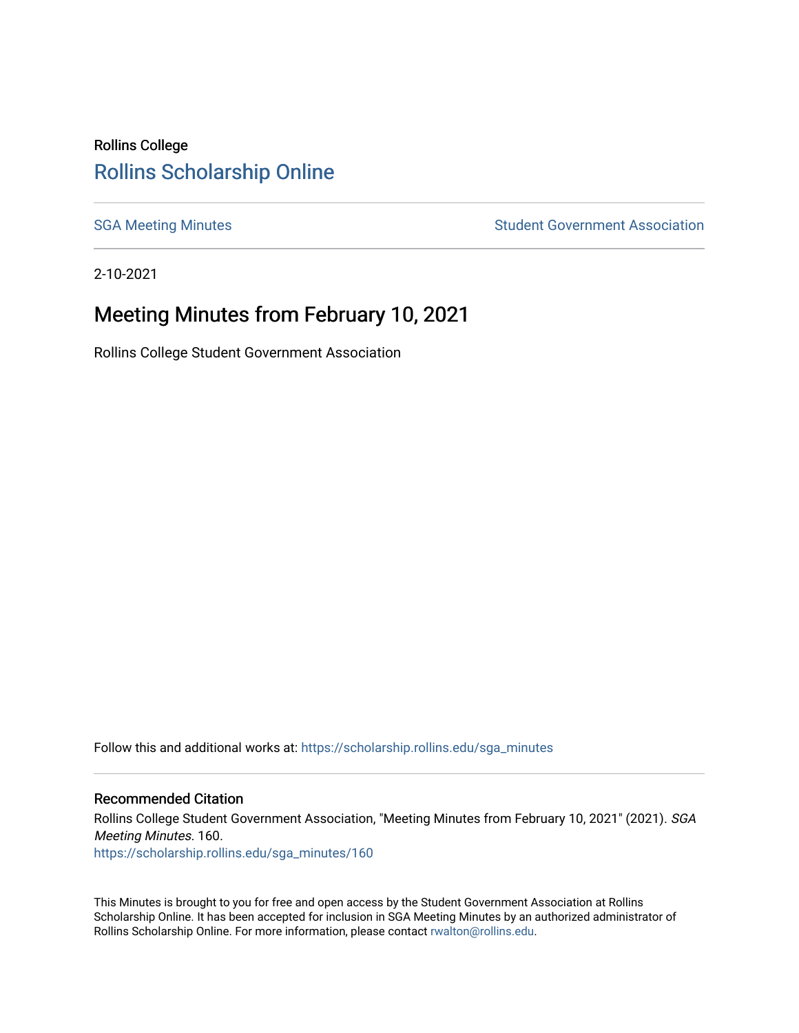Rollins College

# Rollins Scholarship Online

SGA Meeting Minutes | Student Government Association

2-10-2021

## Meeting Minutes from February 10, 2021

Rollins College Student Government Association

Follow this and additional works at: https://scholarship.rollins.edu/sga_minutes

### Recommended Citation

Rollins College Student Government Association, "Meeting Minutes from February 10, 2021" (2021). *SGA Meeting Minutes*. 160.
https://scholarship.rollins.edu/sga_minutes/160

This Minutes is brought to you for free and open access by the Student Government Association at Rollins Scholarship Online. It has been accepted for inclusion in SGA Meeting Minutes by an authorized administrator of Rollins Scholarship Online. For more information, please contact rwalton@rollins.edu.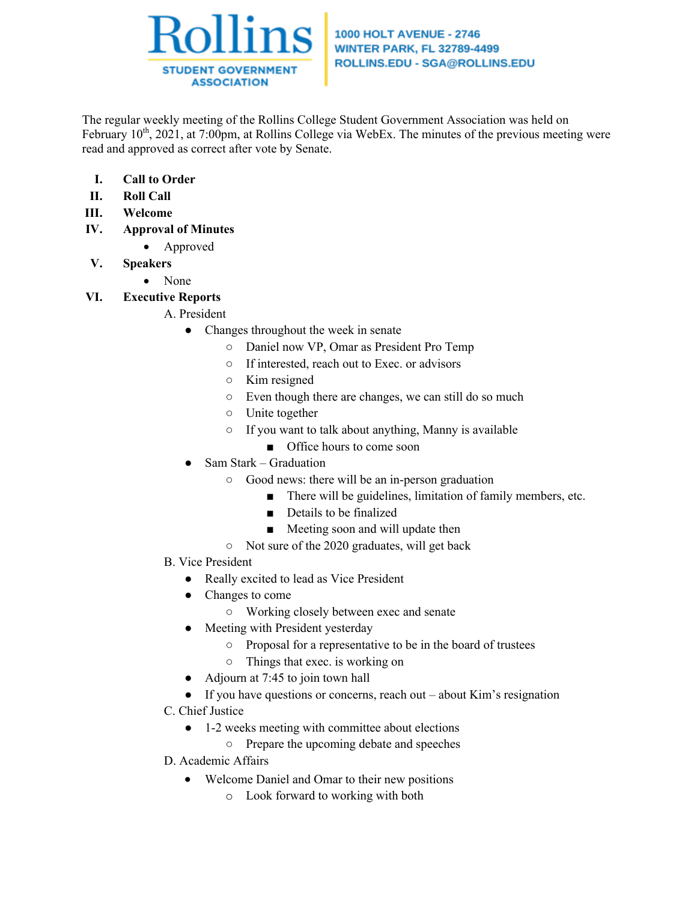**Rollins STUDENT GOVERNMENT ASSOCIATION**

1000 HOLT AVENUE - 2746
WINTER PARK, FL 32789-4499
ROLLINS.EDU - SGA@ROLLINS.EDU

The regular weekly meeting of the Rollins College Student Government Association was held on February 10th, 2021, at 7:00pm, at Rollins College via WebEx. The minutes of the previous meeting were read and approved as correct after vote by Senate.

I. **Call to Order**
II. **Roll Call**
III. **Welcome**
IV. **Approval of Minutes**
   - Approved
V. **Speakers**
   - None
VI. **Executive Reports**
   A. President
   - Changes throughout the week in senate
     - Daniel now VP, Omar as President Pro Temp
     - If interested, reach out to Exec. or advisors
     - Kim resigned
     - Even though there are changes, we can still do so much
     - Unite together
     - If you want to talk about anything, Manny is available
       - Office hours to come soon
   - Sam Stark – Graduation
     - Good news: there will be an in-person graduation
       - There will be guidelines, limitation of family members, etc.
       - Details to be finalized
       - Meeting soon and will update then
     - Not sure of the 2020 graduates, will get back

   B. Vice President
   - Really excited to lead as Vice President
   - Changes to come
     - Working closely between exec and senate
   - Meeting with President yesterday
     - Proposal for a representative to be in the board of trustees
     - Things that exec. is working on
   - Adjourn at 7:45 to join town hall
   - If you have questions or concerns, reach out – about Kim's resignation

   C. Chief Justice
   - 1-2 weeks meeting with committee about elections
     - Prepare the upcoming debate and speeches

   D. Academic Affairs
   - Welcome Daniel and Omar to their new positions
     - Look forward to working with both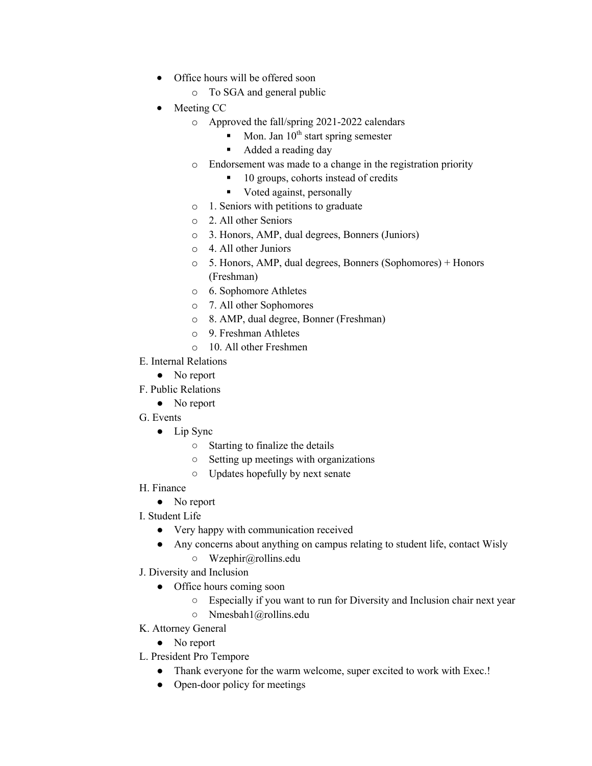- Office hours will be offered soon
  - To SGA and general public
- Meeting CC
  - Approved the fall/spring 2021-2022 calendars
    - Mon. Jan 10th start spring semester
    - Added a reading day
  - Endorsement was made to a change in the registration priority
    - 10 groups, cohorts instead of credits
    - Voted against, personally
  - 1. Seniors with petitions to graduate
  - 2. All other Seniors
  - 3. Honors, AMP, dual degrees, Bonners (Juniors)
  - 4. All other Juniors
  - 5. Honors, AMP, dual degrees, Bonners (Sophomores) + Honors (Freshman)
  - 6. Sophomore Athletes
  - 7. All other Sophomores
  - 8. AMP, dual degree, Bonner (Freshman)
  - 9. Freshman Athletes
  - 10. All other Freshmen

E. Internal Relations
- No report

F. Public Relations
- No report

G. Events
- Lip Sync
  - Starting to finalize the details
  - Setting up meetings with organizations
  - Updates hopefully by next senate

H. Finance
- No report

I. Student Life
- Very happy with communication received
- Any concerns about anything on campus relating to student life, contact Wisly
  - Wzephir@rollins.edu

J. Diversity and Inclusion
- Office hours coming soon
  - Especially if you want to run for Diversity and Inclusion chair next year
  - Nmesbah1@rollins.edu

K. Attorney General
- No report

L. President Pro Tempore
- Thank everyone for the warm welcome, super excited to work with Exec.!
- Open-door policy for meetings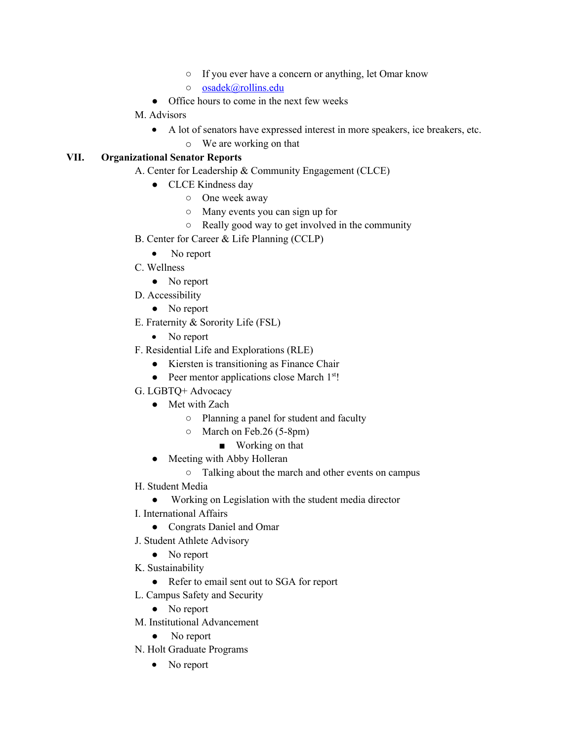- If you ever have a concern or anything, let Omar know
  - [osadek@rollins.edu](mailto:osadek@rollins.edu)
- Office hours to come in the next few weeks

M. Advisors

- A lot of senators have expressed interest in more speakers, ice breakers, etc.
  - We are working on that

## VII. Organizational Senator Reports

A. Center for Leadership & Community Engagement (CLCE)

- CLCE Kindness day
  - One week away
  - Many events you can sign up for
  - Really good way to get involved in the community

B. Center for Career & Life Planning (CCLP)

- No report

C. Wellness

- No report

D. Accessibility

- No report

E. Fraternity & Sorority Life (FSL)

- No report

F. Residential Life and Explorations (RLE)

- Kiersten is transitioning as Finance Chair
- Peer mentor applications close March 1st!

G. LGBTQ+ Advocacy

- Met with Zach
  - Planning a panel for student and faculty
  - March on Feb.26 (5-8pm)
    - Working on that
- Meeting with Abby Holleran
  - Talking about the march and other events on campus

H. Student Media

- Working on Legislation with the student media director

I. International Affairs

- Congrats Daniel and Omar

J. Student Athlete Advisory

- No report

K. Sustainability

- Refer to email sent out to SGA for report

L. Campus Safety and Security

- No report

M. Institutional Advancement

- No report

N. Holt Graduate Programs

- No report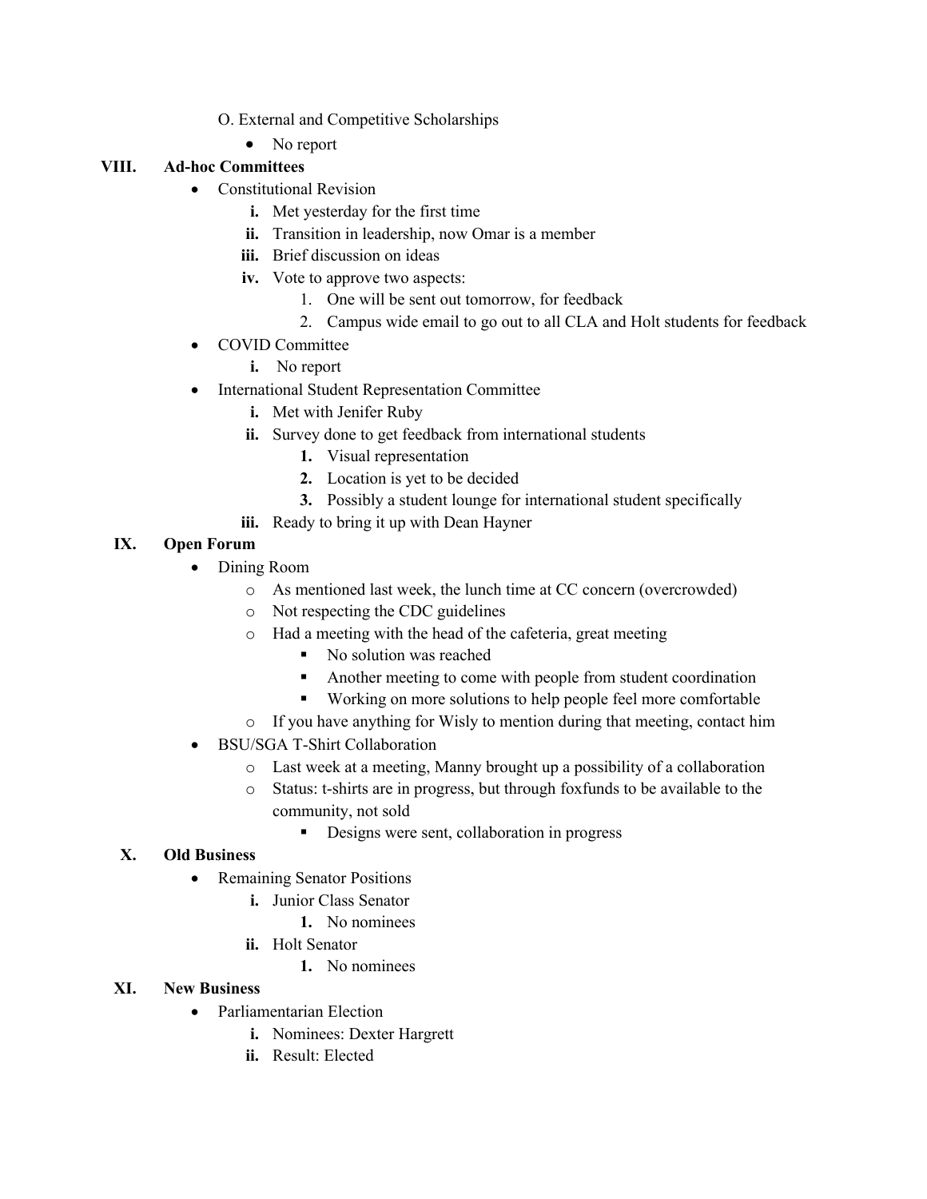O. External and Competitive Scholarships

- No report

## VIII. Ad-hoc Committees

- Constitutional Revision
  - i. Met yesterday for the first time
  - ii. Transition in leadership, now Omar is a member
  - iii. Brief discussion on ideas
  - iv. Vote to approve two aspects:
    1. One will be sent out tomorrow, for feedback
    2. Campus wide email to go out to all CLA and Holt students for feedback
- COVID Committee
  - i. No report
- International Student Representation Committee
  - i. Met with Jenifer Ruby
  - ii. Survey done to get feedback from international students
    1. Visual representation
    2. Location is yet to be decided
    3. Possibly a student lounge for international student specifically
  - iii. Ready to bring it up with Dean Hayner

## IX. Open Forum

- Dining Room
  - As mentioned last week, the lunch time at CC concern (overcrowded)
  - Not respecting the CDC guidelines
  - Had a meeting with the head of the cafeteria, great meeting
    - No solution was reached
    - Another meeting to come with people from student coordination
    - Working on more solutions to help people feel more comfortable
  - If you have anything for Wisly to mention during that meeting, contact him
- BSU/SGA T-Shirt Collaboration
  - Last week at a meeting, Manny brought up a possibility of a collaboration
  - Status: t-shirts are in progress, but through foxfunds to be available to the community, not sold
    - Designs were sent, collaboration in progress

## X. Old Business

- Remaining Senator Positions
  - i. Junior Class Senator
    1. No nominees
  - ii. Holt Senator
    1. No nominees

## XI. New Business

- Parliamentarian Election
  - i. Nominees: Dexter Hargrett
  - ii. Result: Elected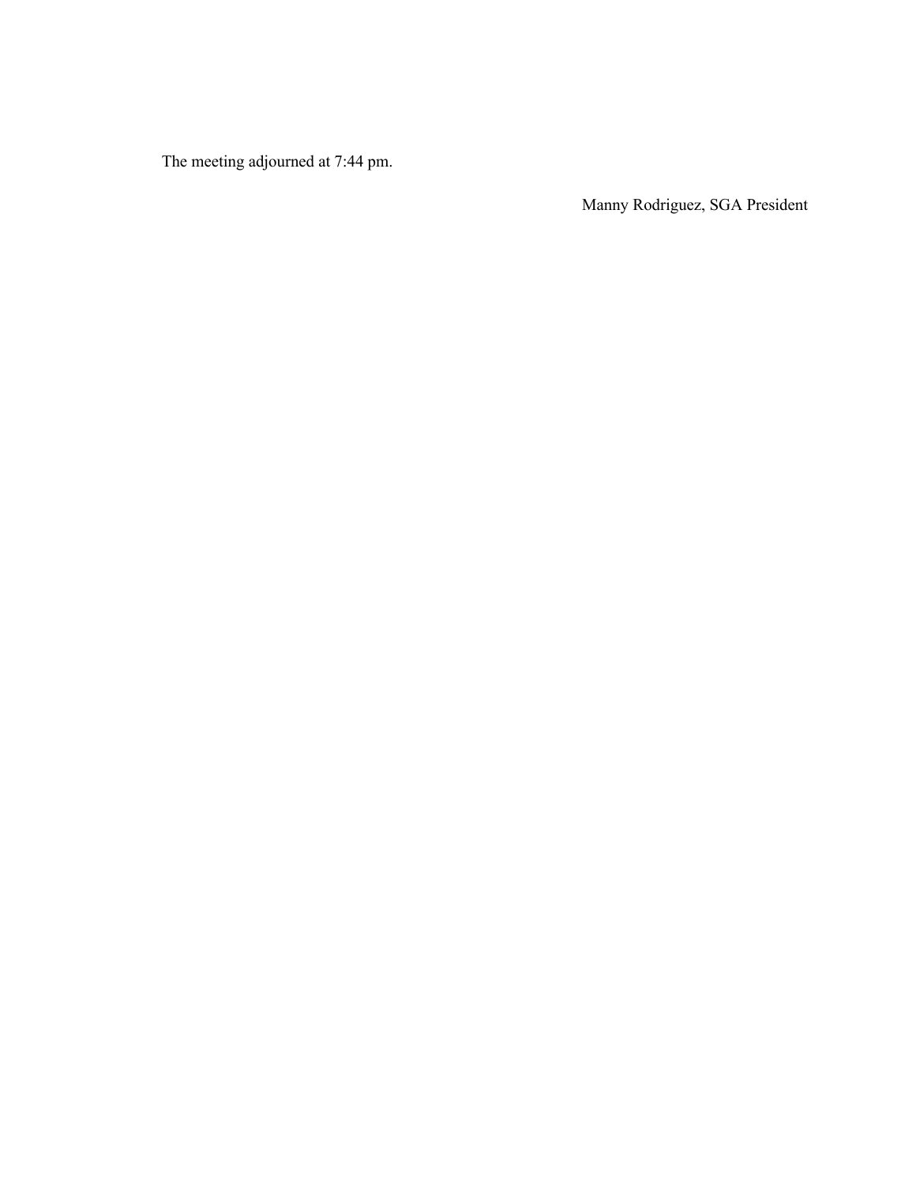The meeting adjourned at 7:44 pm.

Manny Rodriguez, SGA President